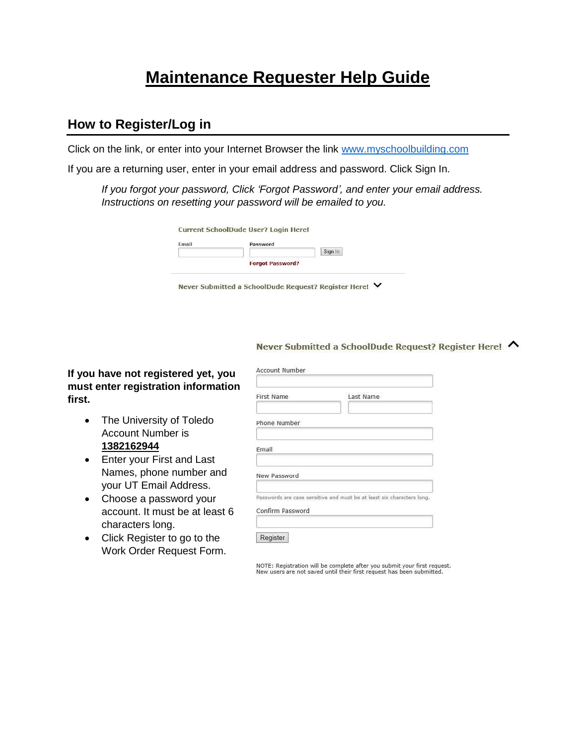# Maintenance Requester Help Guide

## How to Register/Log in

Click on the link, or enter into your Internet Browser the link [www.myschoolbuilding.com](http://www.myschoolbuilding.com)

If you are a returning user, enter in your email address and password. Click Sign In.

*If you forgot your password, Click 'Forgot Password', and enter your email address. Instructions on resetting your password will be emailed to you.*

Current SchoolDude User? Login Here!

Email

Password

Sign In

Forgot Password?

Never Submitted a SchoolDude Request? Register Here!

Never Submitted a SchoolDude Request? Register Here!

**If you have not registered yet, you must enter registration information first.**

- The University of Toledo Account Number is **1382162944**
- Enter your First and Last Names, phone number and your UT Email Address.
- Choose a password your account. It must be at least 6 characters long.
- Click Register to go to the Work Order Request Form.

Account Number

First Name

Last Name

Phone Number

Email

New Password

Passwords are case sensitive and must be at least six characters long.

Confirm Password

Register

NOTE: Registration will be complete after you submit your first request.
New users are not saved until their first request has been submitted.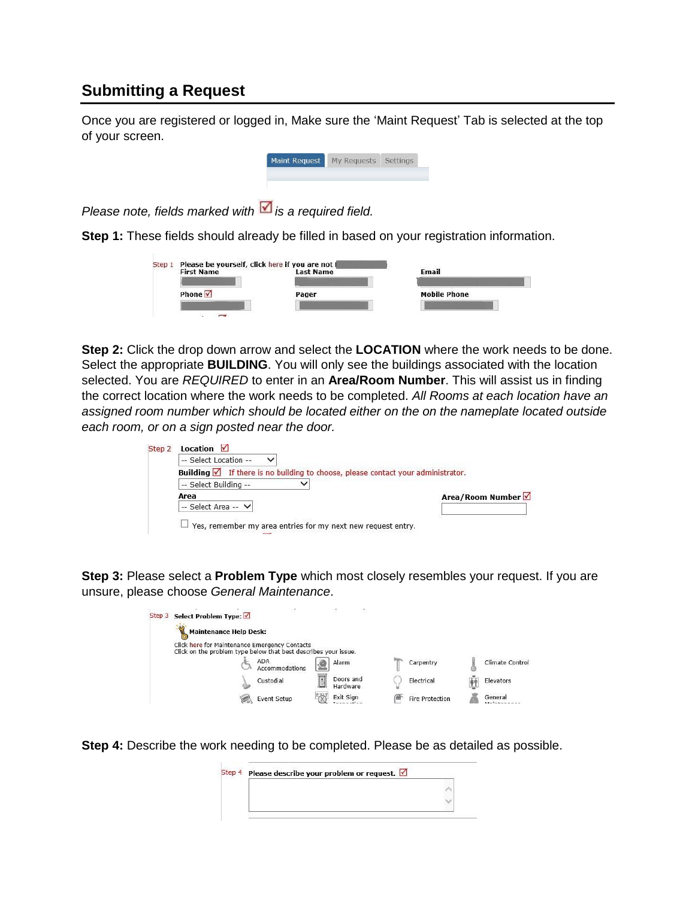## Submitting a Request

Once you are registered or logged in, Make sure the 'Maint Request' Tab is selected at the top of your screen.

Maint Request | My Requests | Settings

*Please note, fields marked with ☑ is a required field.*

**Step 1:** These fields should already be filled in based on your registration information.

Step 1 Please be yourself, click here if you are not
First Name | Last Name | Email
Phone ☑ | Pager | Mobile Phone

**Step 2:** Click the drop down arrow and select the **LOCATION** where the work needs to be done. Select the appropriate **BUILDING**. You will only see the buildings associated with the location selected. You are *REQUIRED* to enter in an **Area/Room Number**. This will assist us in finding the correct location where the work needs to be completed. *All Rooms at each location have an assigned room number which should be located either on the on the nameplate located outside each room, or on a sign posted near the door.*

Step 2 Location ☑
-- Select Location --
Building ☑ If there is no building to choose, please contact your administrator.
-- Select Building --
Area
-- Select Area --
Area/Room Number ☑
☐ Yes, remember my area entries for my next new request entry.

**Step 3:** Please select a **Problem Type** which most closely resembles your request. If you are unsure, please choose *General Maintenance*.

Step 3 Select Problem Type: ☑
Maintenance Help Desk:
Click here for Maintenance Emergency Contacts
Click on the problem type below that best describes your issue.

ADA Accommodations | Alarm | Carpentry | Climate Control
Custodial | Doors and Hardware | Electrical | Elevators
Event Setup | Exit Sign | Fire Protection | General

**Step 4:** Describe the work needing to be completed. Please be as detailed as possible.

Step 4 Please describe your problem or request. ☑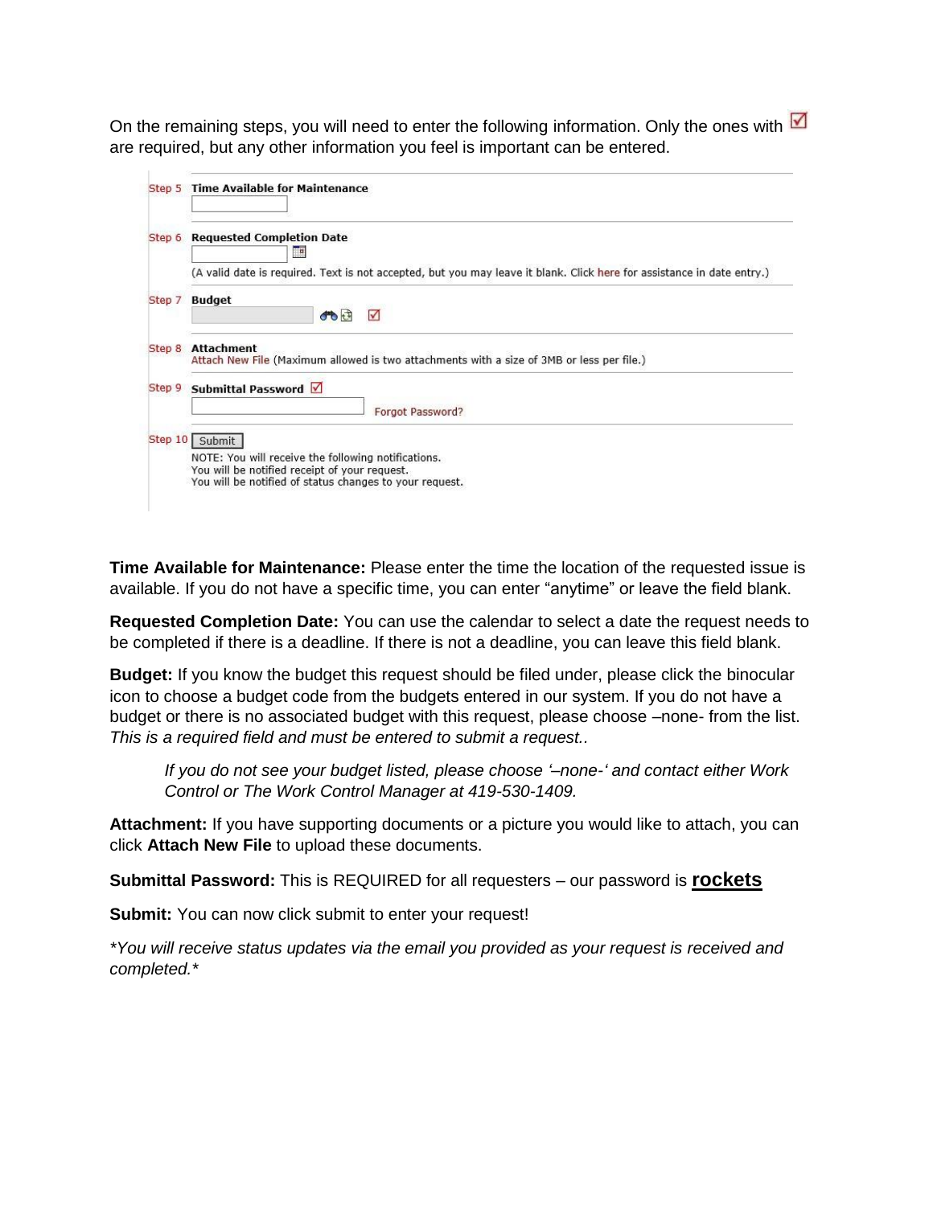On the remaining steps, you will need to enter the following information. Only the ones with ☑ are required, but any other information you feel is important can be entered.

Step 5 **Time Available for Maintenance**

Step 6 **Requested Completion Date**

(A valid date is required. Text is not accepted, but you may leave it blank. Click here for assistance in date entry.)

Step 7 **Budget** ☑

Step 8 **Attachment**
Attach New File (Maximum allowed is two attachments with a size of 3MB or less per file.)

Step 9 **Submittal Password** ☑
Forgot Password?

Step 10 Submit
NOTE: You will receive the following notifications.
You will be notified receipt of your request.
You will be notified of status changes to your request.

**Time Available for Maintenance:** Please enter the time the location of the requested issue is available. If you do not have a specific time, you can enter "anytime" or leave the field blank.

**Requested Completion Date:** You can use the calendar to select a date the request needs to be completed if there is a deadline. If there is not a deadline, you can leave this field blank.

**Budget:** If you know the budget this request should be filed under, please click the binocular icon to choose a budget code from the budgets entered in our system. If you do not have a budget or there is no associated budget with this request, please choose –none- from the list. *This is a required field and must be entered to submit a request..*

> *If you do not see your budget listed, please choose '–none-' and contact either Work Control or The Work Control Manager at 419-530-1409.*

**Attachment:** If you have supporting documents or a picture you would like to attach, you can click **Attach New File** to upload these documents.

**Submittal Password:** This is REQUIRED for all requesters – our password is **rockets**

**Submit:** You can now click submit to enter your request!

*\*You will receive status updates via the email you provided as your request is received and completed.\**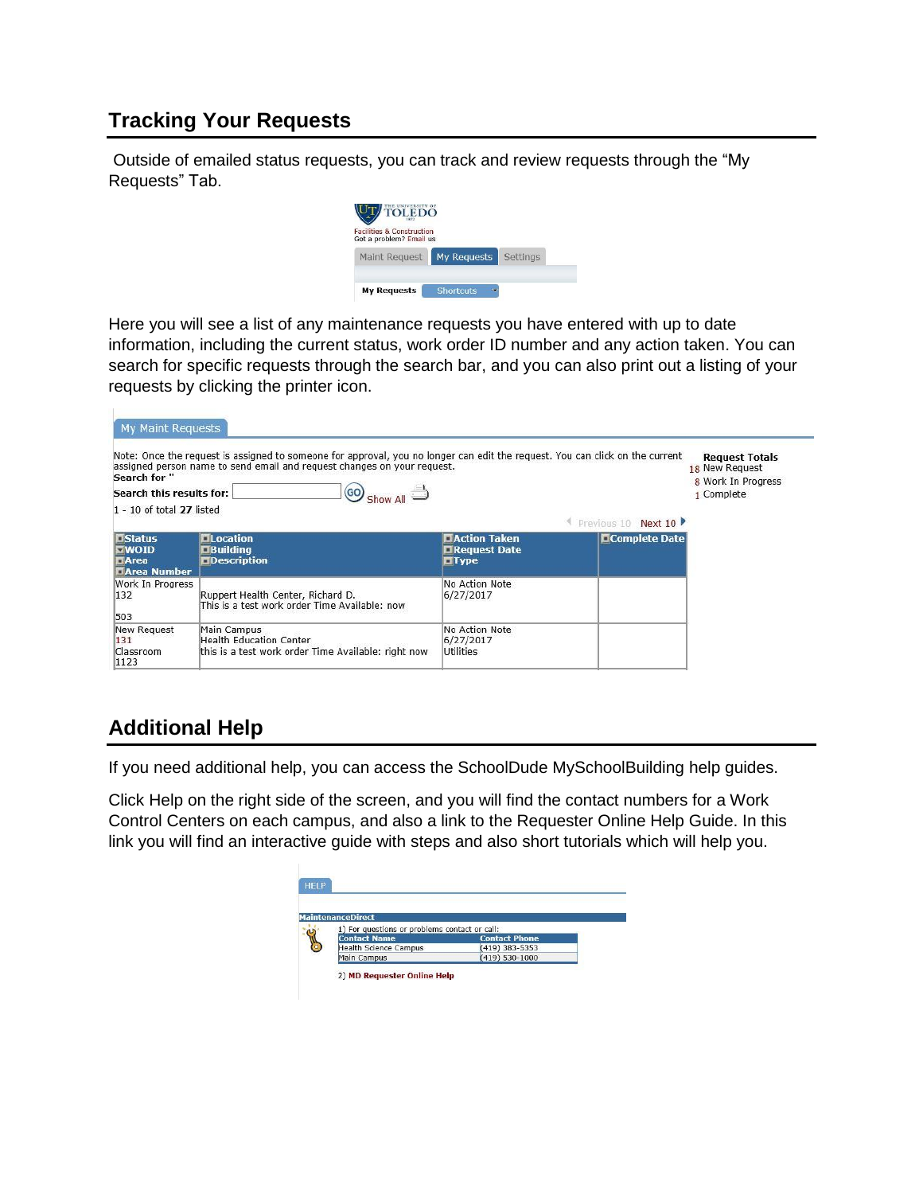## Tracking Your Requests

Outside of emailed status requests, you can track and review requests through the "My Requests" Tab.

Here you will see a list of any maintenance requests you have entered with up to date information, including the current status, work order ID number and any action taken. You can search for specific requests through the search bar, and you can also print out a listing of your requests by clicking the printer icon.

## Additional Help

If you need additional help, you can access the SchoolDude MySchoolBuilding help guides.

Click Help on the right side of the screen, and you will find the contact numbers for a Work Control Centers on each campus, and also a link to the Requester Online Help Guide. In this link you will find an interactive guide with steps and also short tutorials which will help you.